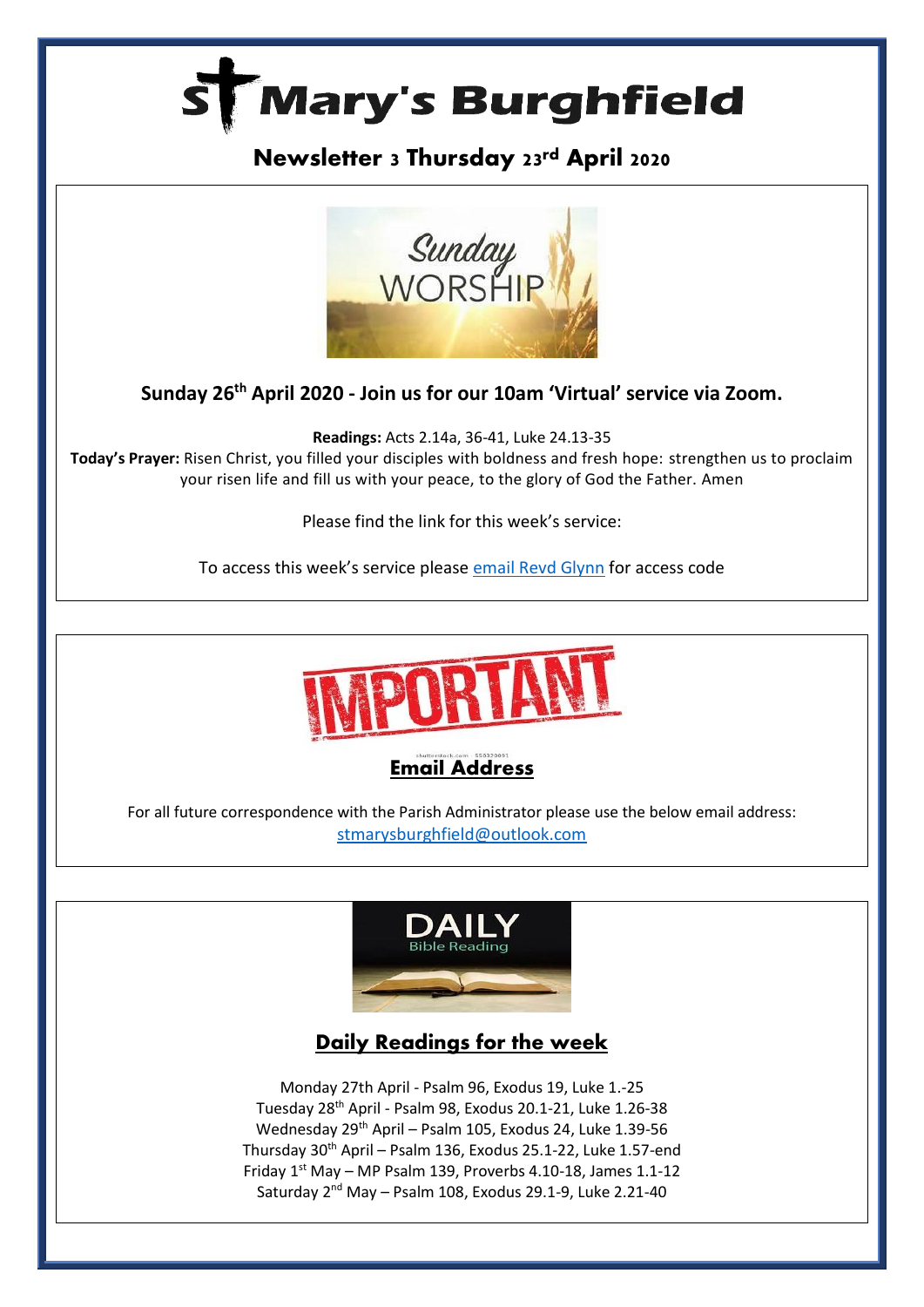# St Mary's Burghfield

## Newsletter 3 Thursday 23rd April 2020

Sunday WORSHIP

### Sunday 26th April 2020 - Join us for our 10am 'Virtual' service via Zoom.

**Readings:** Acts 2.14a, 36-41, Luke 24.13-35

**Today's Prayer:** Risen Christ, you filled your disciples with boldness and fresh hope: strengthen us to proclaim your risen life and fill us with your peace, to the glory of God the Father. Amen

Please find the link for this week's service:

To access this week's service please email Revd Glynn for access code

IMPORTANT

### Email Address

For all future correspondence with the Parish Administrator please use the below email address: stmarysburghfield@outlook.com

DAILY Bible Reading

### Daily Readings for the week

Monday 27th April - Psalm 96, Exodus 19, Luke 1.-25
Tuesday 28th April - Psalm 98, Exodus 20.1-21, Luke 1.26-38
Wednesday 29th April – Psalm 105, Exodus 24, Luke 1.39-56
Thursday 30th April – Psalm 136, Exodus 25.1-22, Luke 1.57-end
Friday 1st May – MP Psalm 139, Proverbs 4.10-18, James 1.1-12
Saturday 2nd May – Psalm 108, Exodus 29.1-9, Luke 2.21-40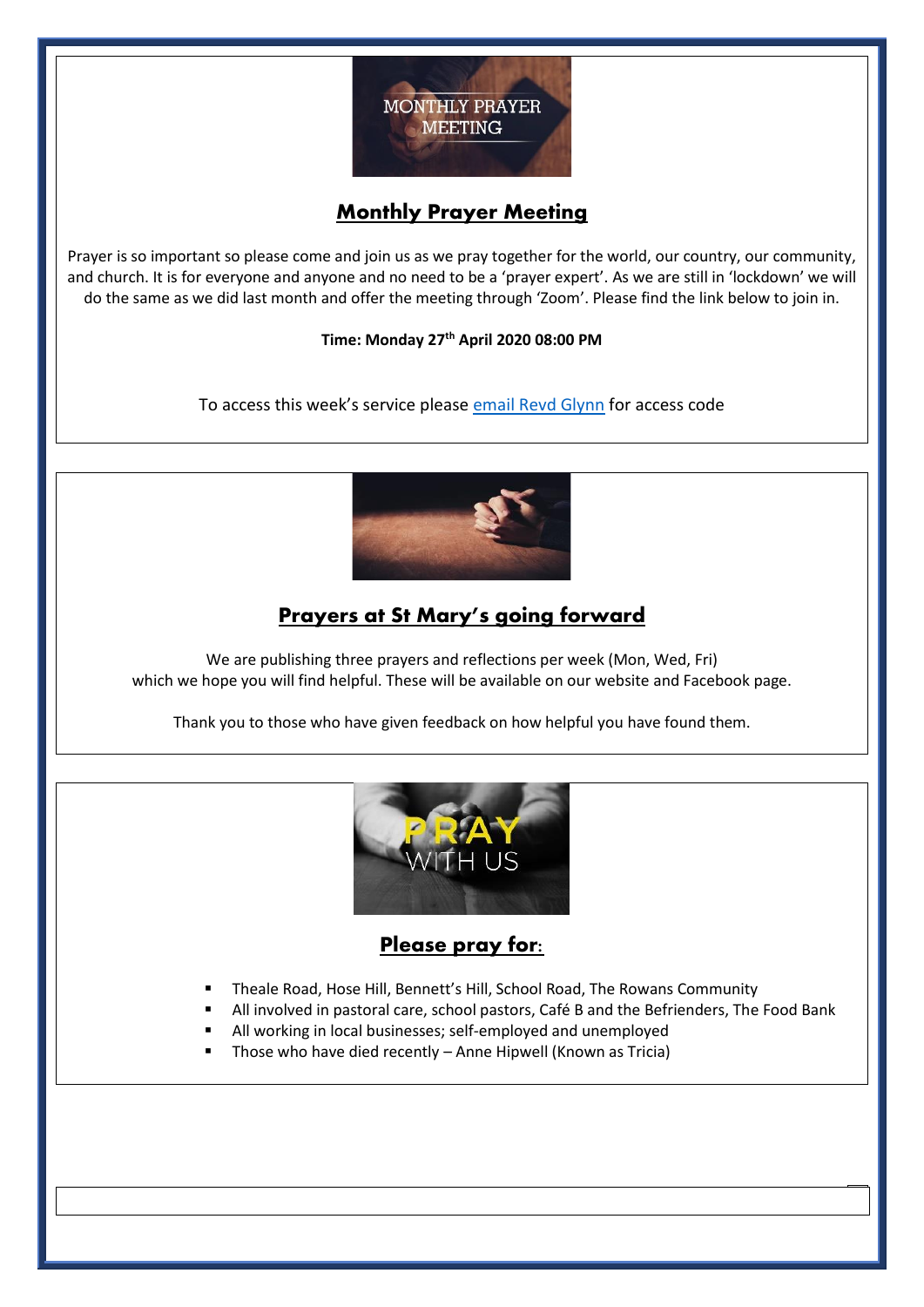## Monthly Prayer Meeting

Prayer is so important so please come and join us as we pray together for the world, our country, our community, and church. It is for everyone and anyone and no need to be a 'prayer expert'. As we are still in 'lockdown' we will do the same as we did last month and offer the meeting through 'Zoom'. Please find the link below to join in.

**Time: Monday 27th April 2020 08:00 PM**

To access this week's service please email Revd Glynn for access code

## Prayers at St Mary's going forward

We are publishing three prayers and reflections per week (Mon, Wed, Fri) which we hope you will find helpful. These will be available on our website and Facebook page.

Thank you to those who have given feedback on how helpful you have found them.

## Please pray for:

- Theale Road, Hose Hill, Bennett's Hill, School Road, The Rowans Community
- All involved in pastoral care, school pastors, Café B and the Befrienders, The Food Bank
- All working in local businesses; self-employed and unemployed
- Those who have died recently – Anne Hipwell (Known as Tricia)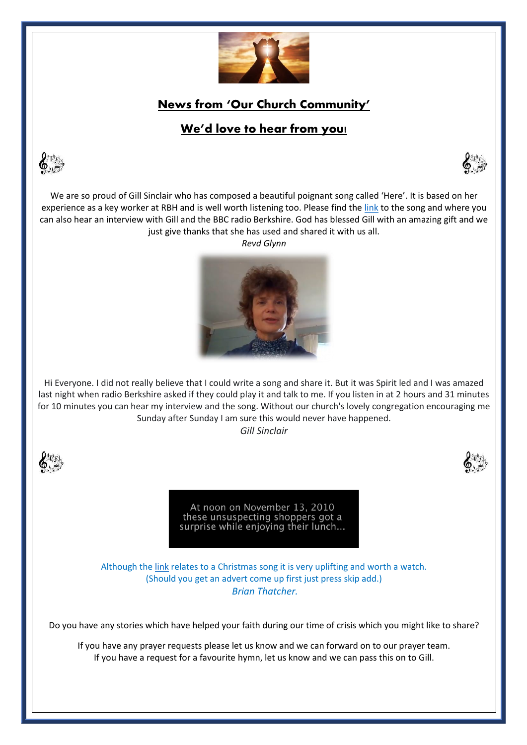## News from 'Our Church Community'

## We'd love to hear from you!

We are so proud of Gill Sinclair who has composed a beautiful poignant song called 'Here'. It is based on her experience as a key worker at RBH and is well worth listening too. Please find the link to the song and where you can also hear an interview with Gill and the BBC radio Berkshire. God has blessed Gill with an amazing gift and we just give thanks that she has used and shared it with us all.

*Revd Glynn*

Hi Everyone. I did not really believe that I could write a song and share it. But it was Spirit led and I was amazed last night when radio Berkshire asked if they could play it and talk to me. If you listen in at 2 hours and 31 minutes for 10 minutes you can hear my interview and the song. Without our church's lovely congregation encouraging me Sunday after Sunday I am sure this would never have happened.

*Gill Sinclair*

At noon on November 13, 2010 these unsuspecting shoppers got a surprise while enjoying their lunch...

Although the link relates to a Christmas song it is very uplifting and worth a watch.
(Should you get an advert come up first just press skip add.)

*Brian Thatcher.*

Do you have any stories which have helped your faith during our time of crisis which you might like to share?

If you have any prayer requests please let us know and we can forward on to our prayer team.
If you have a request for a favourite hymn, let us know and we can pass this on to Gill.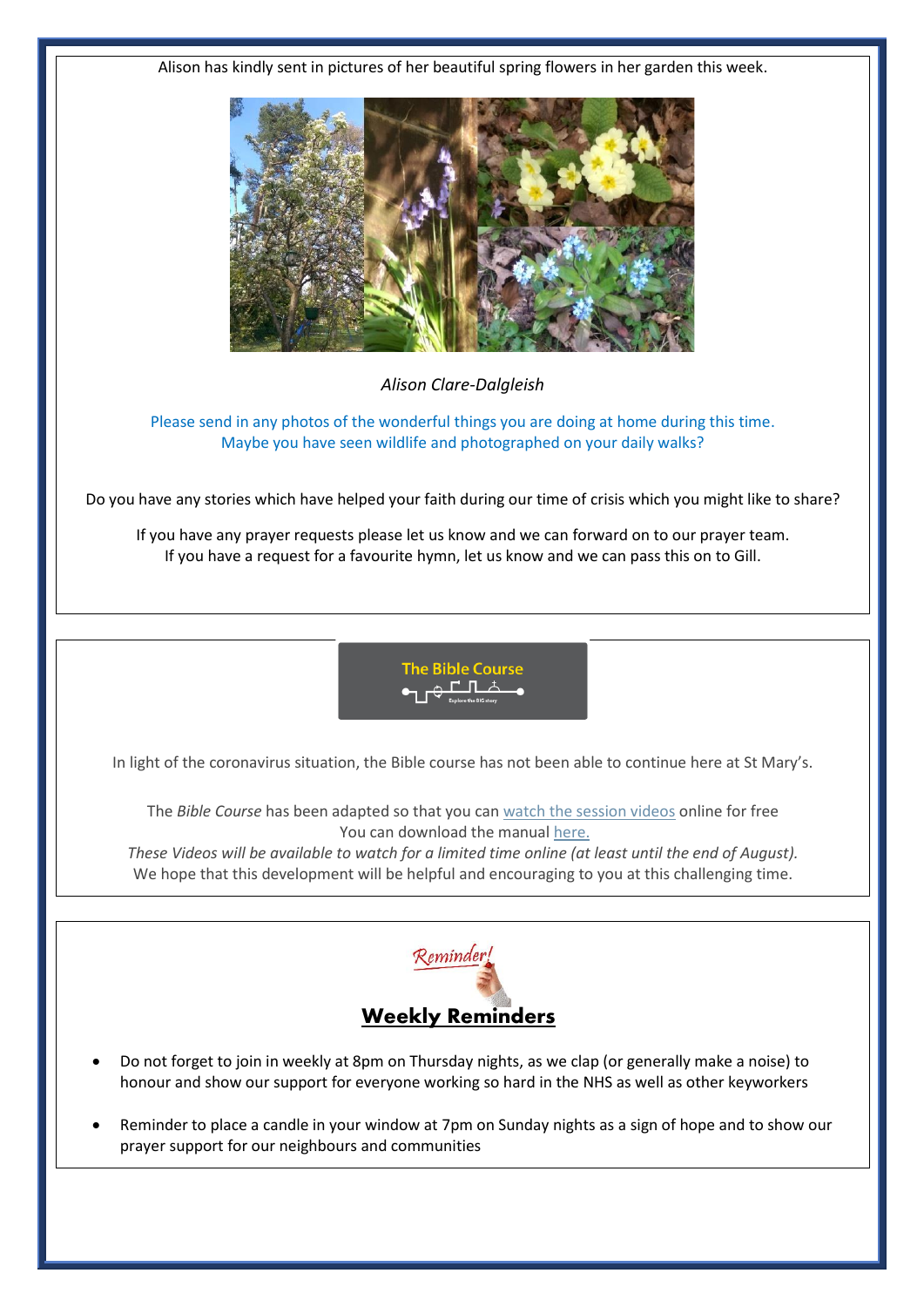Alison has kindly sent in pictures of her beautiful spring flowers in her garden this week.

*Alison Clare-Dalgleish*

Please send in any photos of the wonderful things you are doing at home during this time.
Maybe you have seen wildlife and photographed on your daily walks?

Do you have any stories which have helped your faith during our time of crisis which you might like to share?

If you have any prayer requests please let us know and we can forward on to our prayer team.
If you have a request for a favourite hymn, let us know and we can pass this on to Gill.

The Bible Course

In light of the coronavirus situation, the Bible course has not been able to continue here at St Mary's.

The *Bible Course* has been adapted so that you can watch the session videos online for free
You can download the manual here.
*These Videos will be available to watch for a limited time online (at least until the end of August).*
We hope that this development will be helpful and encouraging to you at this challenging time.

Reminder!

## Weekly Reminders

- Do not forget to join in weekly at 8pm on Thursday nights, as we clap (or generally make a noise) to honour and show our support for everyone working so hard in the NHS as well as other keyworkers
- Reminder to place a candle in your window at 7pm on Sunday nights as a sign of hope and to show our prayer support for our neighbours and communities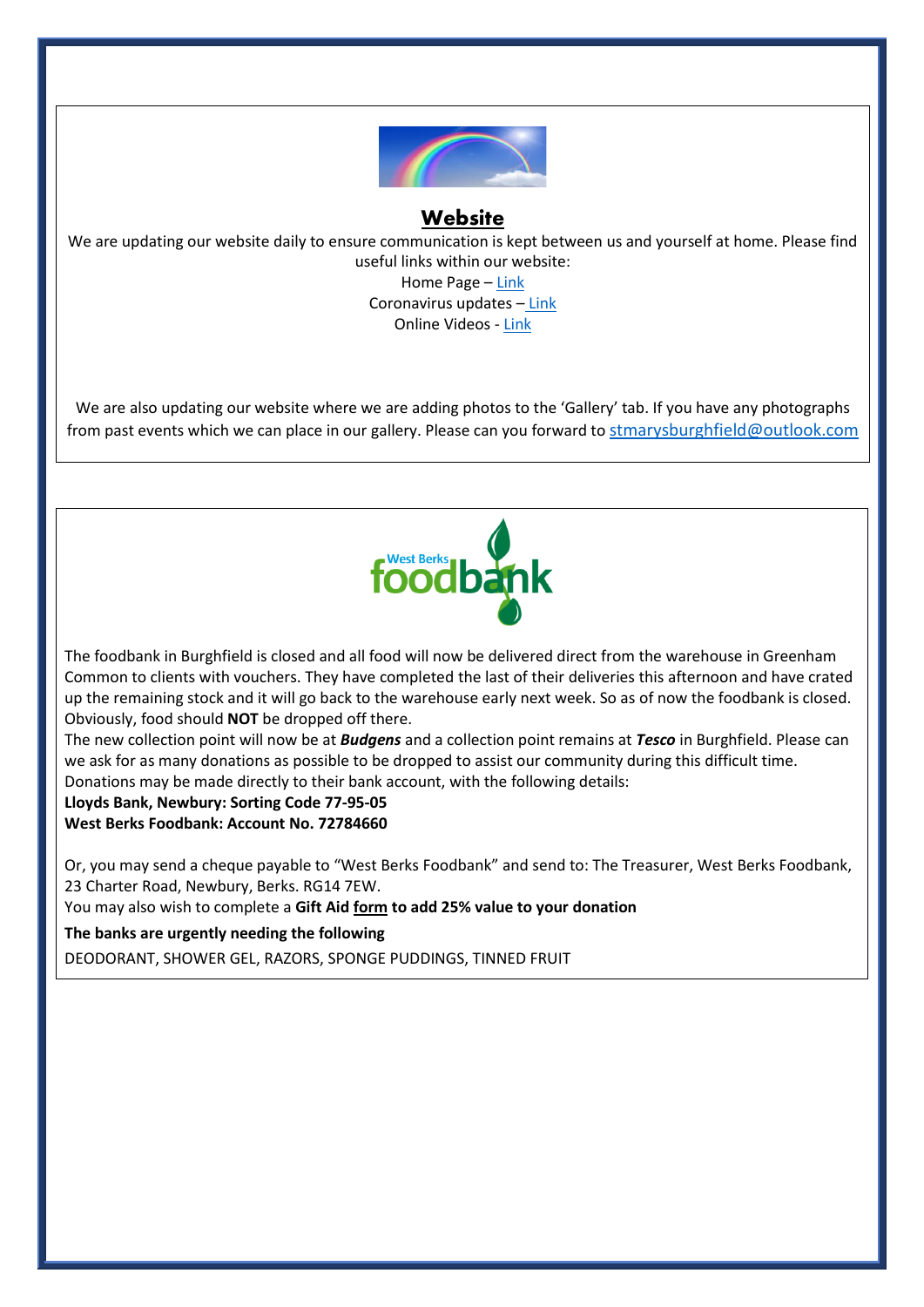## Website

We are updating our website daily to ensure communication is kept between us and yourself at home. Please find useful links within our website:

Home Page – Link

Coronavirus updates – Link

Online Videos - Link

We are also updating our website where we are adding photos to the 'Gallery' tab. If you have any photographs from past events which we can place in our gallery. Please can you forward to stmarysburghfield@outlook.com

West Berks foodbank

The foodbank in Burghfield is closed and all food will now be delivered direct from the warehouse in Greenham Common to clients with vouchers. They have completed the last of their deliveries this afternoon and have crated up the remaining stock and it will go back to the warehouse early next week. So as of now the foodbank is closed. Obviously, food should **NOT** be dropped off there.

The new collection point will now be at ***Budgens*** and a collection point remains at ***Tesco*** in Burghfield. Please can we ask for as many donations as possible to be dropped to assist our community during this difficult time. Donations may be made directly to their bank account, with the following details:

**Lloyds Bank, Newbury: Sorting Code 77-95-05**
**West Berks Foodbank: Account No. 72784660**

Or, you may send a cheque payable to "West Berks Foodbank" and send to: The Treasurer, West Berks Foodbank, 23 Charter Road, Newbury, Berks. RG14 7EW.

You may also wish to complete a **Gift Aid form to add 25% value to your donation**

**The banks are urgently needing the following**

DEODORANT, SHOWER GEL, RAZORS, SPONGE PUDDINGS, TINNED FRUIT